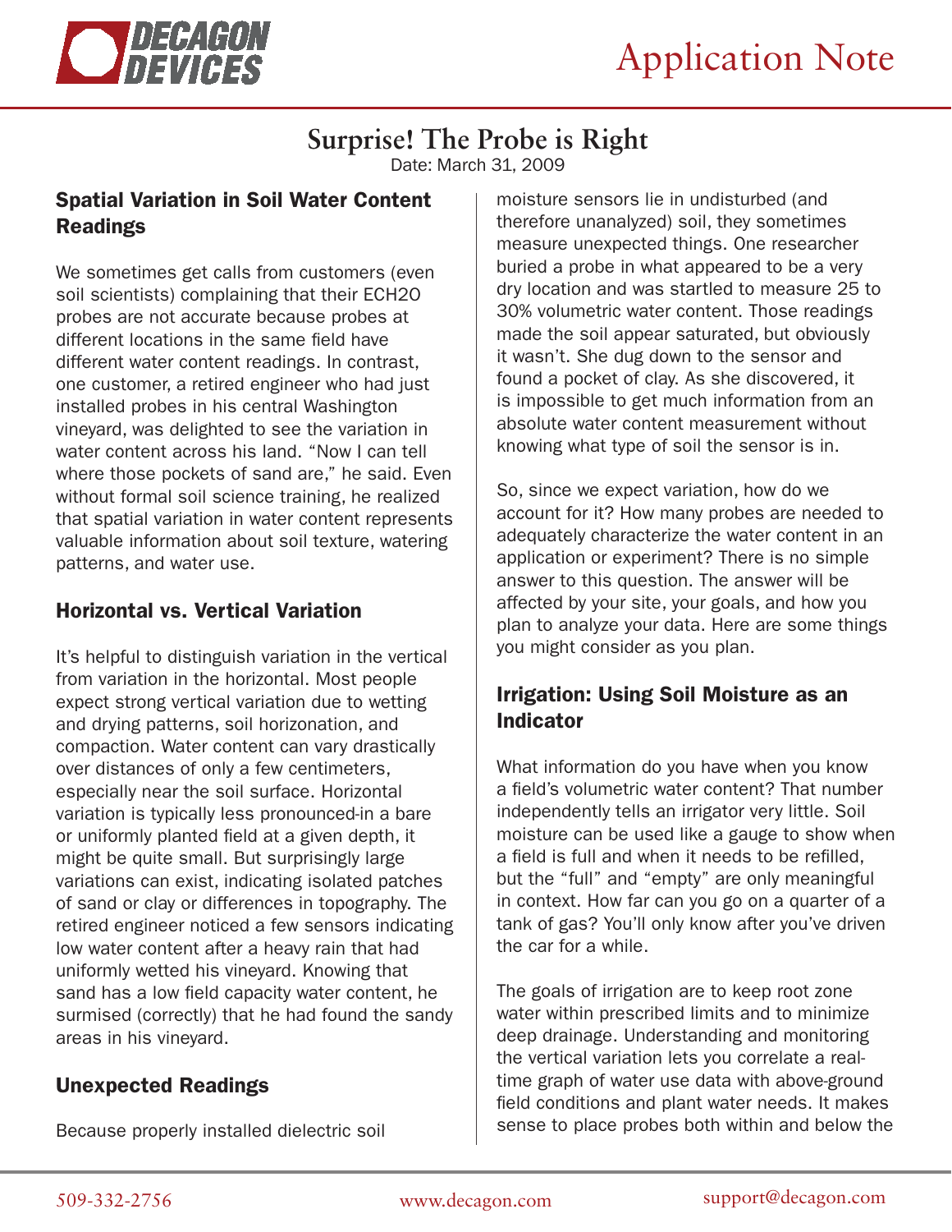# Surprise! The Probe is Right

Date: March 31, 2009

## Spatial Variation in Soil Water Content Readings

We sometimes get calls from customers (even soil scientists) complaining that their ECH2O probes are not accurate because probes at different locations in the same field have different water content readings. In contrast, one customer, a retired engineer who had just installed probes in his central Washington vineyard, was delighted to see the variation in water content across his land. "Now I can tell where those pockets of sand are," he said. Even without formal soil science training, he realized that spatial variation in water content represents valuable information about soil texture, watering patterns, and water use.

## Horizontal vs. Vertical Variation

It's helpful to distinguish variation in the vertical from variation in the horizontal. Most people expect strong vertical variation due to wetting and drying patterns, soil horizonation, and compaction. Water content can vary drastically over distances of only a few centimeters, especially near the soil surface. Horizontal variation is typically less pronounced-in a bare or uniformly planted field at a given depth, it might be quite small. But surprisingly large variations can exist, indicating isolated patches of sand or clay or differences in topography. The retired engineer noticed a few sensors indicating low water content after a heavy rain that had uniformly wetted his vineyard. Knowing that sand has a low field capacity water content, he surmised (correctly) that he had found the sandy areas in his vineyard.

## Unexpected Readings

Because properly installed dielectric soil moisture sensors lie in undisturbed (and therefore unanalyzed) soil, they sometimes measure unexpected things. One researcher buried a probe in what appeared to be a very dry location and was startled to measure 25 to 30% volumetric water content. Those readings made the soil appear saturated, but obviously it wasn't. She dug down to the sensor and found a pocket of clay. As she discovered, it is impossible to get much information from an absolute water content measurement without knowing what type of soil the sensor is in.

So, since we expect variation, how do we account for it? How many probes are needed to adequately characterize the water content in an application or experiment? There is no simple answer to this question. The answer will be affected by your site, your goals, and how you plan to analyze your data. Here are some things you might consider as you plan.

## Irrigation: Using Soil Moisture as an Indicator

What information do you have when you know a field's volumetric water content? That number independently tells an irrigator very little. Soil moisture can be used like a gauge to show when a field is full and when it needs to be refilled, but the "full" and "empty" are only meaningful in context. How far can you go on a quarter of a tank of gas? You'll only know after you've driven the car for a while.

The goals of irrigation are to keep root zone water within prescribed limits and to minimize deep drainage. Understanding and monitoring the vertical variation lets you correlate a real-time graph of water use data with above-ground field conditions and plant water needs. It makes sense to place probes both within and below the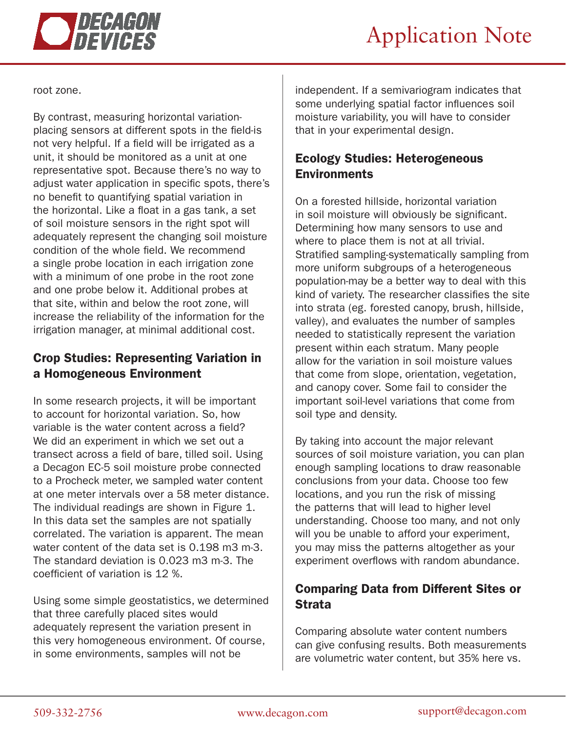root zone.

By contrast, measuring horizontal variation-placing sensors at different spots in the field-is not very helpful. If a field will be irrigated as a unit, it should be monitored as a unit at one representative spot. Because there's no way to adjust water application in specific spots, there's no benefit to quantifying spatial variation in the horizontal. Like a float in a gas tank, a set of soil moisture sensors in the right spot will adequately represent the changing soil moisture condition of the whole field. We recommend a single probe location in each irrigation zone with a minimum of one probe in the root zone and one probe below it. Additional probes at that site, within and below the root zone, will increase the reliability of the information for the irrigation manager, at minimal additional cost.

## Crop Studies: Representing Variation in a Homogeneous Environment

In some research projects, it will be important to account for horizontal variation. So, how variable is the water content across a field? We did an experiment in which we set out a transect across a field of bare, tilled soil. Using a Decagon EC-5 soil moisture probe connected to a Procheck meter, we sampled water content at one meter intervals over a 58 meter distance. The individual readings are shown in Figure 1. In this data set the samples are not spatially correlated. The variation is apparent. The mean water content of the data set is 0.198 $m^3\ m^{-3}$. The standard deviation is 0.023 $m^3\ m^{-3}$. The coefficient of variation is 12 %.

Using some simple geostatistics, we determined that three carefully placed sites would adequately represent the variation present in this very homogeneous environment. Of course, in some environments, samples will not be independent. If a semivariogram indicates that some underlying spatial factor influences soil moisture variability, you will have to consider that in your experimental design.

## Ecology Studies: Heterogeneous Environments

On a forested hillside, horizontal variation in soil moisture will obviously be significant. Determining how many sensors to use and where to place them is not at all trivial. Stratified sampling-systematically sampling from more uniform subgroups of a heterogeneous population-may be a better way to deal with this kind of variety. The researcher classifies the site into strata (eg. forested canopy, brush, hillside, valley), and evaluates the number of samples needed to statistically represent the variation present within each stratum. Many people allow for the variation in soil moisture values that come from slope, orientation, vegetation, and canopy cover. Some fail to consider the important soil-level variations that come from soil type and density.

By taking into account the major relevant sources of soil moisture variation, you can plan enough sampling locations to draw reasonable conclusions from your data. Choose too few locations, and you run the risk of missing the patterns that will lead to higher level understanding. Choose too many, and not only will you be unable to afford your experiment, you may miss the patterns altogether as your experiment overflows with random abundance.

## Comparing Data from Different Sites or Strata

Comparing absolute water content numbers can give confusing results. Both measurements are volumetric water content, but 35% here vs.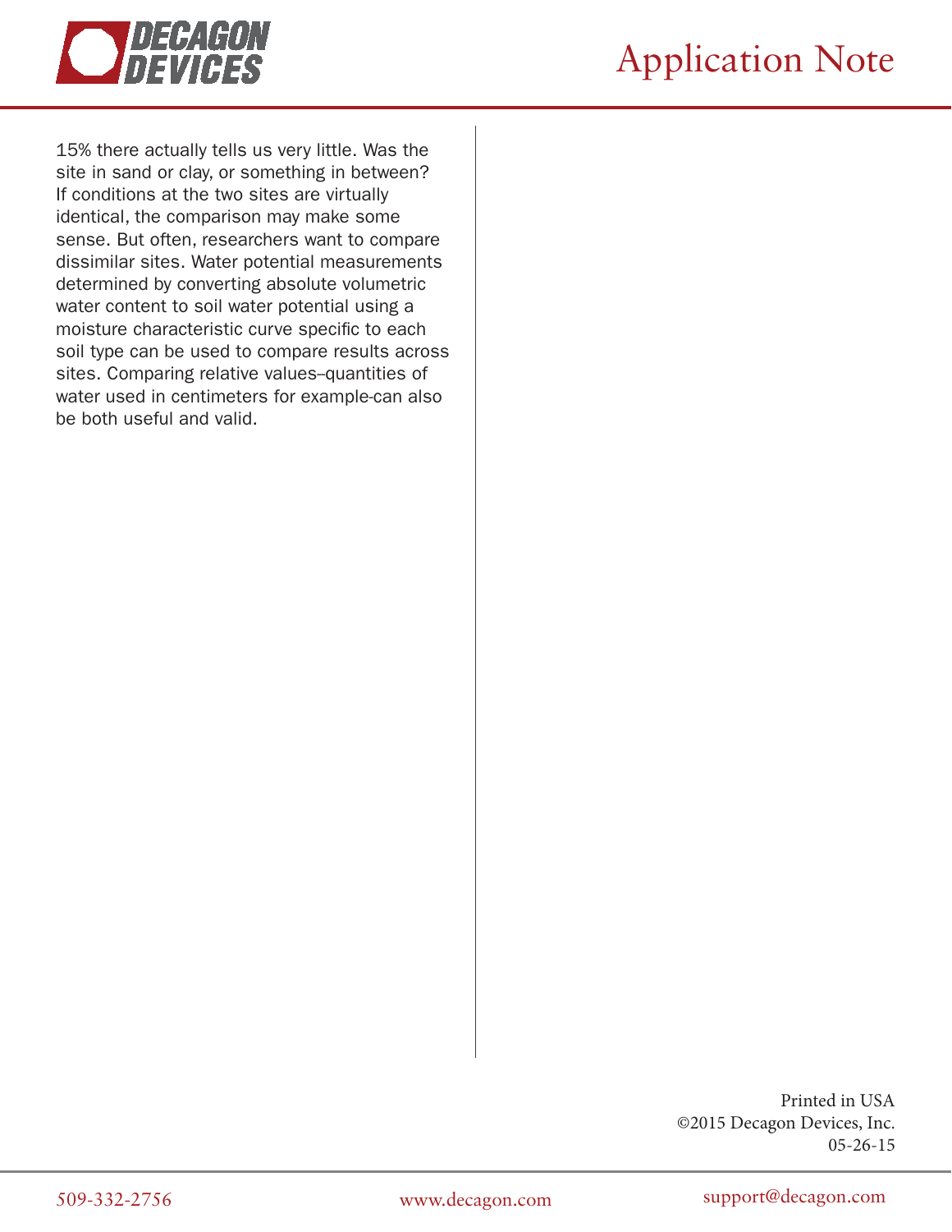15% there actually tells us very little. Was the site in sand or clay, or something in between? If conditions at the two sites are virtually identical, the comparison may make some sense. But often, researchers want to compare dissimilar sites. Water potential measurements determined by converting absolute volumetric water content to soil water potential using a moisture characteristic curve specific to each soil type can be used to compare results across sites. Comparing relative values–quantities of water used in centimeters for example-can also be both useful and valid.

Printed in USA
©2015 Decagon Devices, Inc.
05-26-15